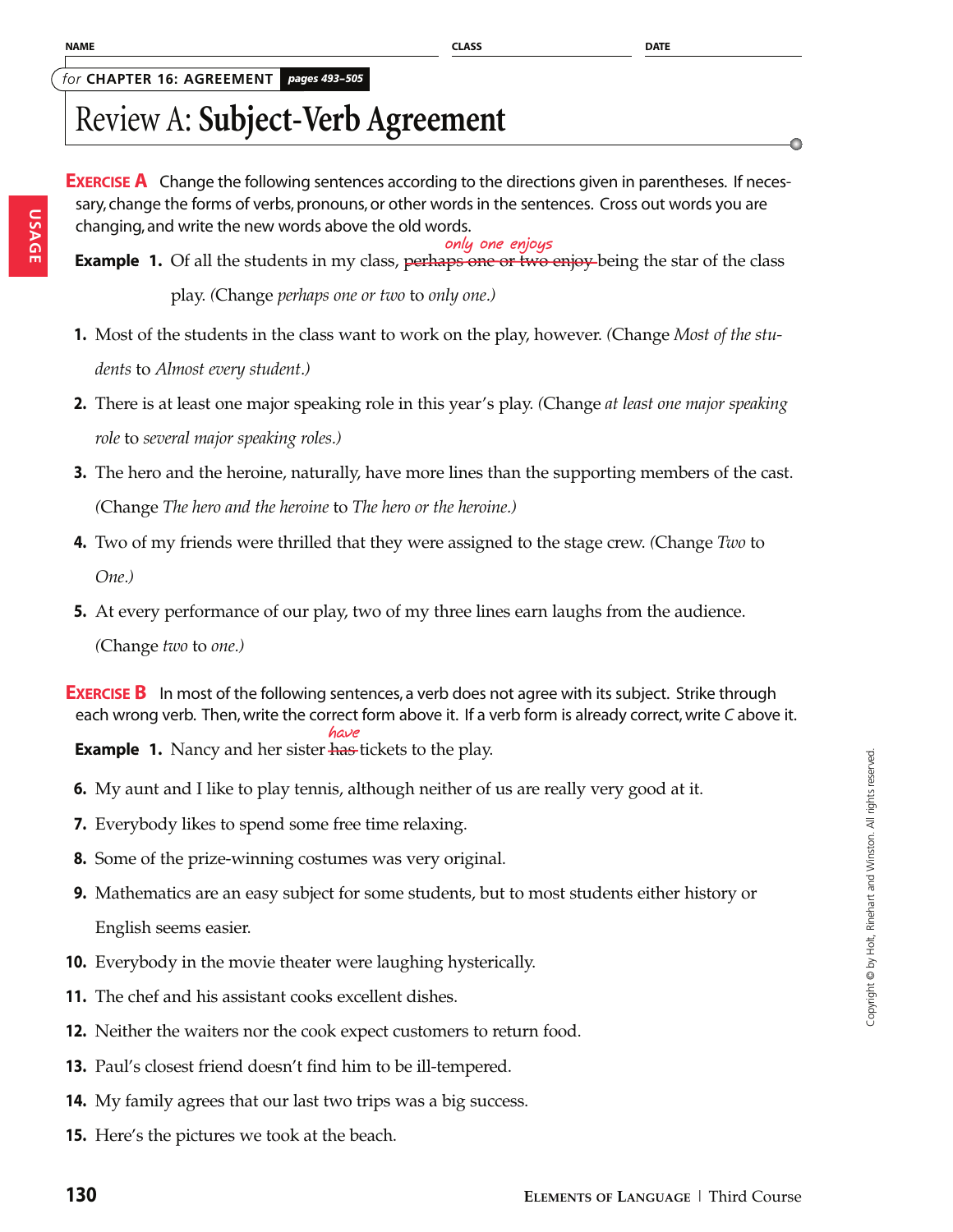NAME ______________________ CLASS ______________ DATE ______________

*for* **CHAPTER 16: AGREEMENT** ***pages 493–505***

# Review A: **Subject-Verb Agreement**

**EXERCISE A** Change the following sentences according to the directions given in parentheses. If necessary, change the forms of verbs, pronouns, or other words in the sentences. Cross out words you are changing, and write the new words above the old words.

**Example 1.** Of all the students in my class, ~~perhaps one or two enjoy~~ *only one enjoys* being the star of the class play. (Change *perhaps one or two* to *only one.*)

1. Most of the students in the class want to work on the play, however. (Change *Most of the students* to *Almost every student.*)
2. There is at least one major speaking role in this year's play. (Change *at least one major speaking role* to *several major speaking roles.*)
3. The hero and the heroine, naturally, have more lines than the supporting members of the cast. (Change *The hero and the heroine* to *The hero or the heroine.*)
4. Two of my friends were thrilled that they were assigned to the stage crew. (Change *Two* to *One.*)
5. At every performance of our play, two of my three lines earn laughs from the audience. (Change *two* to *one.*)

**EXERCISE B** In most of the following sentences, a verb does not agree with its subject. Strike through each wrong verb. Then, write the correct form above it. If a verb form is already correct, write *C* above it.

**Example 1.** Nancy and her sister ~~has~~ *have* tickets to the play.

6. My aunt and I like to play tennis, although neither of us are really very good at it.
7. Everybody likes to spend some free time relaxing.
8. Some of the prize-winning costumes was very original.
9. Mathematics are an easy subject for some students, but to most students either history or English seems easier.
10. Everybody in the movie theater were laughing hysterically.
11. The chef and his assistant cooks excellent dishes.
12. Neither the waiters nor the cook expect customers to return food.
13. Paul's closest friend doesn't find him to be ill-tempered.
14. My family agrees that our last two trips was a big success.
15. Here's the pictures we took at the beach.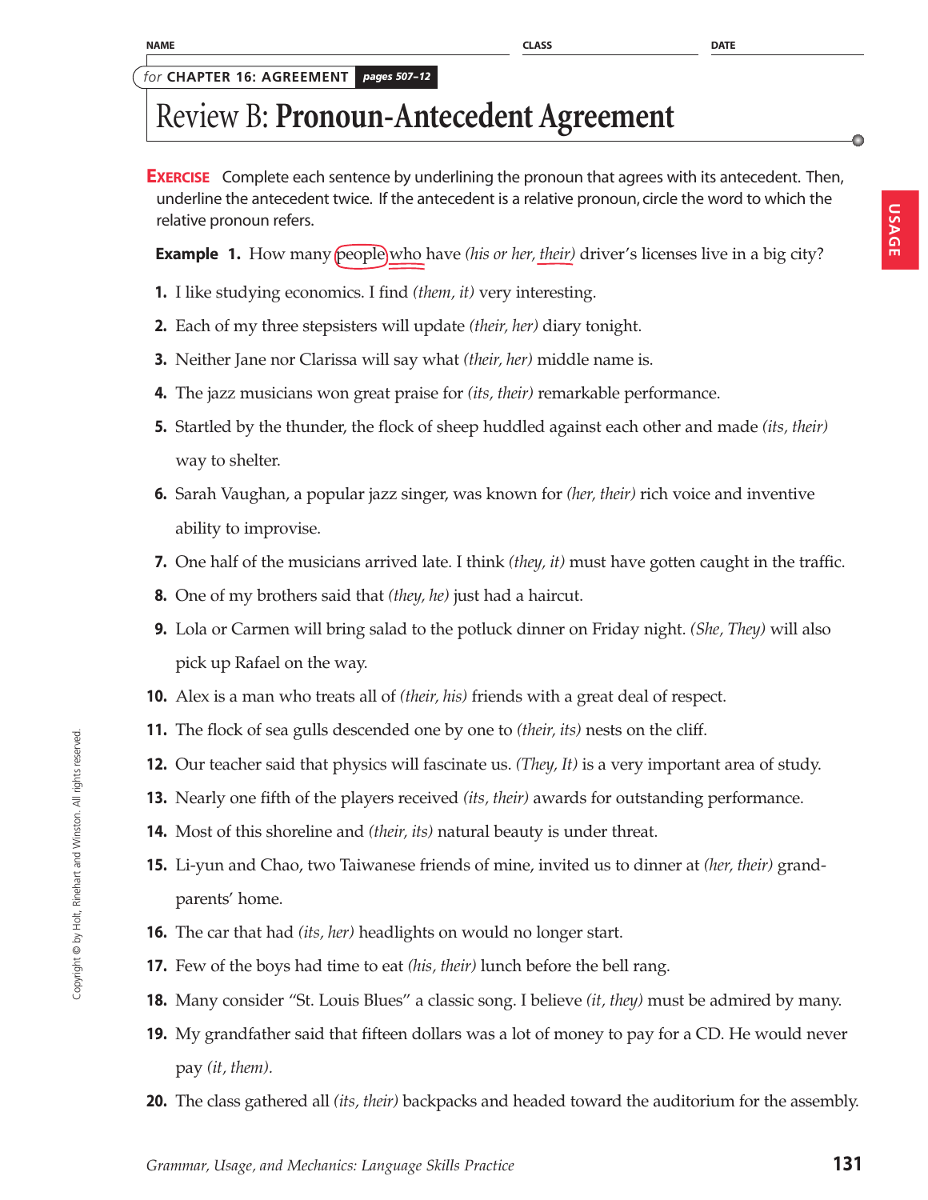NAME _______________ CLASS _______________ DATE _______________

*for* **CHAPTER 16: AGREEMENT** ***pages 507–12***

# Review B: **Pronoun-Antecedent Agreement**

**EXERCISE** Complete each sentence by underlining the pronoun that agrees with its antecedent. Then, underline the antecedent twice. If the antecedent is a relative pronoun, circle the word to which the relative pronoun refers.

**Example 1.** How many people who have *(his or her, their)* driver's licenses live in a big city?

1. I like studying economics. I find *(them, it)* very interesting.
2. Each of my three stepsisters will update *(their, her)* diary tonight.
3. Neither Jane nor Clarissa will say what *(their, her)* middle name is.
4. The jazz musicians won great praise for *(its, their)* remarkable performance.
5. Startled by the thunder, the flock of sheep huddled against each other and made *(its, their)* way to shelter.
6. Sarah Vaughan, a popular jazz singer, was known for *(her, their)* rich voice and inventive ability to improvise.
7. One half of the musicians arrived late. I think *(they, it)* must have gotten caught in the traffic.
8. One of my brothers said that *(they, he)* just had a haircut.
9. Lola or Carmen will bring salad to the potluck dinner on Friday night. *(She, They)* will also pick up Rafael on the way.
10. Alex is a man who treats all of *(their, his)* friends with a great deal of respect.
11. The flock of sea gulls descended one by one to *(their, its)* nests on the cliff.
12. Our teacher said that physics will fascinate us. *(They, It)* is a very important area of study.
13. Nearly one fifth of the players received *(its, their)* awards for outstanding performance.
14. Most of this shoreline and *(their, its)* natural beauty is under threat.
15. Li-yun and Chao, two Taiwanese friends of mine, invited us to dinner at *(her, their)* grandparents' home.
16. The car that had *(its, her)* headlights on would no longer start.
17. Few of the boys had time to eat *(his, their)* lunch before the bell rang.
18. Many consider "St. Louis Blues" a classic song. I believe *(it, they)* must be admired by many.
19. My grandfather said that fifteen dollars was a lot of money to pay for a CD. He would never pay *(it, them)*.
20. The class gathered all *(its, their)* backpacks and headed toward the auditorium for the assembly.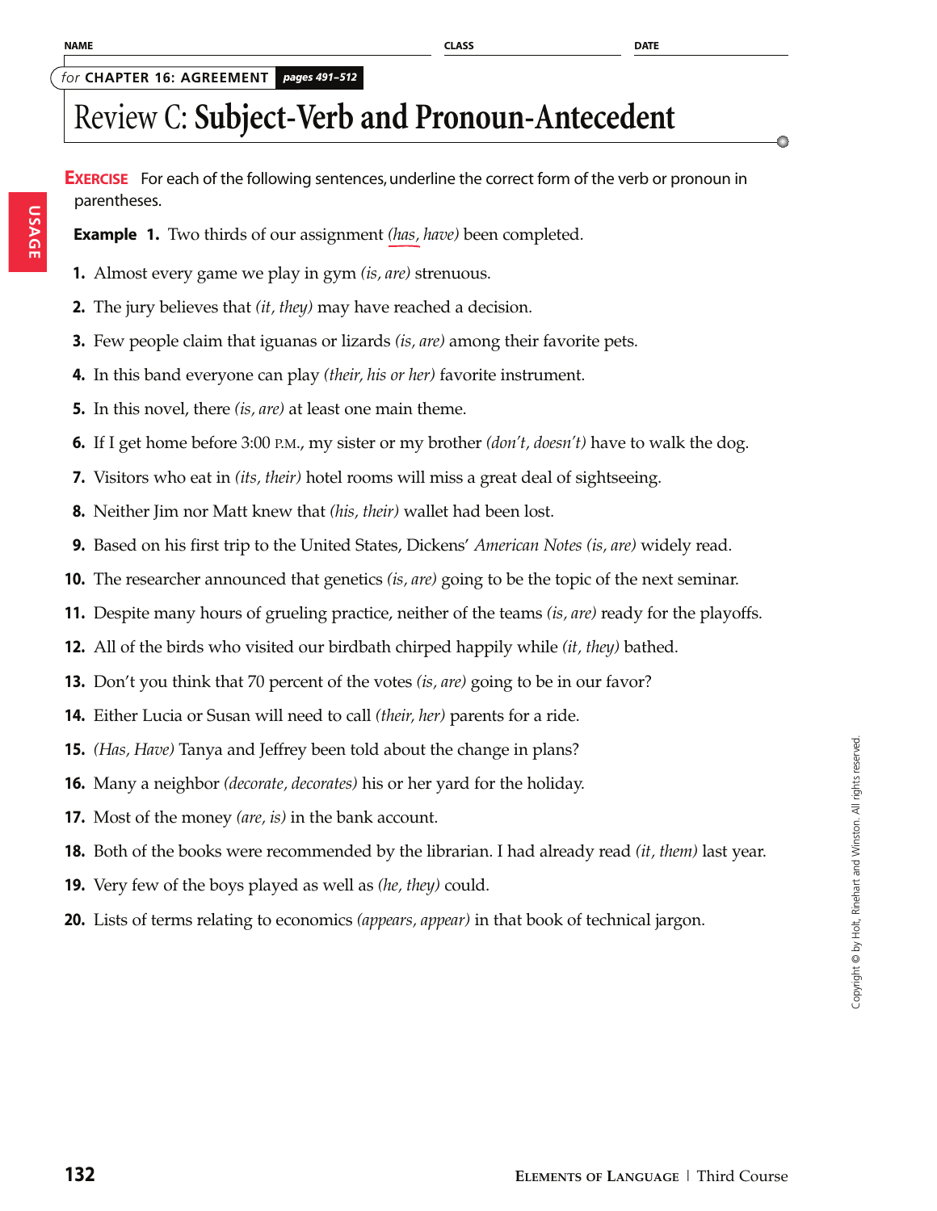NAME _______________ CLASS _______________ DATE _______________

*for* **CHAPTER 16: AGREEMENT** ***pages 491–512***

# Review C: **Subject-Verb and Pronoun-Antecedent**

**EXERCISE** For each of the following sentences, underline the correct form of the verb or pronoun in parentheses.

**Example 1.** Two thirds of our assignment *(<u>has</u>, have)* been completed.

**1.** Almost every game we play in gym *(is, are)* strenuous.

**2.** The jury believes that *(it, they)* may have reached a decision.

**3.** Few people claim that iguanas or lizards *(is, are)* among their favorite pets.

**4.** In this band everyone can play *(their, his or her)* favorite instrument.

**5.** In this novel, there *(is, are)* at least one main theme.

**6.** If I get home before 3:00 P.M., my sister or my brother *(don't, doesn't)* have to walk the dog.

**7.** Visitors who eat in *(its, their)* hotel rooms will miss a great deal of sightseeing.

**8.** Neither Jim nor Matt knew that *(his, their)* wallet had been lost.

**9.** Based on his first trip to the United States, Dickens' *American Notes* *(is, are)* widely read.

**10.** The researcher announced that genetics *(is, are)* going to be the topic of the next seminar.

**11.** Despite many hours of grueling practice, neither of the teams *(is, are)* ready for the playoffs.

**12.** All of the birds who visited our birdbath chirped happily while *(it, they)* bathed.

**13.** Don't you think that 70 percent of the votes *(is, are)* going to be in our favor?

**14.** Either Lucia or Susan will need to call *(their, her)* parents for a ride.

**15.** *(Has, Have)* Tanya and Jeffrey been told about the change in plans?

**16.** Many a neighbor *(decorate, decorates)* his or her yard for the holiday.

**17.** Most of the money *(are, is)* in the bank account.

**18.** Both of the books were recommended by the librarian. I had already read *(it, them)* last year.

**19.** Very few of the boys played as well as *(he, they)* could.

**20.** Lists of terms relating to economics *(appears, appear)* in that book of technical jargon.